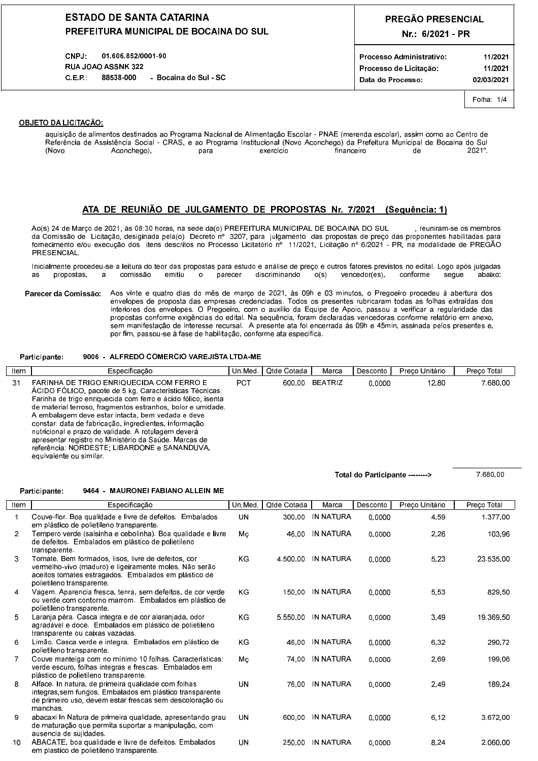**ESTADO DE SANTA CATARINA**
**PREFEITURA MUNICIPAL DE BOCAINA DO SUL**

CNPJ: 01.606.852/0001-90
RUA JOAO ASSNK 322
C.E.P.: 88538-000 - Bocaina do Sul - SC

**PREGÃO PRESENCIAL**
**Nr.: 6/2021 - PR**

| | |
|---|---|
| Processo Administrativo: | 11/2021 |
| Processo de Licitação: | 11/2021 |
| Data do Processo: | 02/03/2021 |

Folha: 1/4

**OBJETO DA LICITAÇÃO:**

aquisição de alimentos destinados ao Programa Nacional de Alimentação Escolar - PNAE (merenda escolar), assim como ao Centro de Referência de Assistência Social - CRAS, e ao Programa Institucional (Novo Aconchego) da Prefeitura Municipal de Bocaina do Sul (Novo Aconchego), para exercício financeiro de 2021".

## ATA DE REUNIÃO DE JULGAMENTO DE PROPOSTAS Nr. 7/2021 (Sequência: 1)

Ao(s) 24 de Março de 2021, às 08:30 horas, na sede da(o) PREFEITURA MUNICIPAL DE BOCAINA DO SUL , reuniram-se os membros da Comissão de Licitação, designada pela(o) Decreto nº 3207, para julgamento das propostas de preço das proponentes habilitadas para fornecimento e/ou execução dos itens descritos no Processo Licitatório nº 11/2021, Licitação nº 6/2021 - PR, na modalidade de PREGÃO PRESENCIAL.

Inicialmente procedeu-se a leitura do teor das propostas para estudo e análise de preço e outros fatores previstos no edital. Logo após julgadas as propostas, a comissão emitiu o parecer discriminando o(s) vencedor(es), conforme segue abaixo:

**Parecer da Comissão:** Aos vinte e quatro dias do mês de março de 2021, às 09h e 03 minutos, o Pregoeiro procedeu à abertura dos envelopes de proposta das empresas credenciadas. Todos os presentes rubricaram todas as folhas extraídas dos interiores dos envelopes. O Pregoeiro, com o auxílio da Equipe de Apoio, passou a verificar a regularidade das propostas conforme exigências do edital. Na sequência, foram declaradas vencedoras conforme relatório em anexo, sem manifestação de interesse recursal. A presente ata foi encerrada às 09h e 45min, assinada pelos presentes e, por fim, passou-se à fase de habilitação, conforme ata específica.

**Participante:** 9006 - ALFREDO COMERCIO VAREJISTA LTDA-ME

| Item | Especificação | Un.Med. | Qtde Cotada | Marca | Desconto | Preço Unitário | Preço Total |
|---|---|---|---|---|---|---|---|
| 31 | FARINHA DE TRIGO ENRIQUECIDA COM FERRO E ÁCIDO FÓLICO, pacote de 5 kg. Características Técnicas: Farinha de trigo enriquecida com ferro e ácido fólico, isenta de material terroso, fragmentos estranhos, bolor e umidade. A embalagem deve estar intacta, bem vedada e deve constar: data de fabricação, ingredientes, informação nutricional e prazo de validade. A rotulagem deverá apresentar registro no Ministério da Saúde. Marcas de referência: NORDESTE; LIBARDONE e SANANDUVA, equivalente ou similar. | PCT | 600,00 | BEATRIZ | 0,0000 | 12,80 | 7.680,00 |

Total do Participante --------> 7.680,00

**Participante:** 9464 - MAURONEI FABIANO ALLEIN ME

| Item | Especificação | Un.Med. | Qtde Cotada | Marca | Desconto | Preço Unitário | Preço Total |
|---|---|---|---|---|---|---|---|
| 1 | Couve-flor. Boa qualidade e livre de defeitos. Embalados em plástico de polietileno transparente. | UN | 300,00 | IN NATURA | 0,0000 | 4,59 | 1.377,00 |
| 2 | Tempero verde (salsinha e cebolinha). Boa qualidade e livre de defeitos. Embalados em plástico de polietileno transparente. | Mç | 46,00 | IN NATURA | 0,0000 | 2,26 | 103,96 |
| 3 | Tomate. Bem formados, lisos, livre de defeitos, cor vermelho-vivo (maduro) e ligeiramente moles. Não serão aceitos tomates estragados. Embalados em plástico de polietileno transparente. | KG | 4.500,00 | IN NATURA | 0,0000 | 5,23 | 23.535,00 |
| 4 | Vagem. Aparencia fresca, tenra, sem defeitos, de cor verde ou verde com contorno marrom. Embalados em plástico de polietileno transparente. | KG | 150,00 | IN NATURA | 0,0000 | 5,53 | 829,50 |
| 5 | Laranja pêra. Casca integra e de cor alaranjada, odor agradável e doce. Embalados em plástico de polietileno transparente ou caixas vazadas. | KG | 5.550,00 | IN NATURA | 0,0000 | 3,49 | 19.369,50 |
| 6 | Limão. Casca verde e integra. Embalados em plástico de polietileno transparente. | KG | 46,00 | IN NATURA | 0,0000 | 6,32 | 290,72 |
| 7 | Couve manteiga com no mínimo 10 folhas. Características: verde escuro, folhas integras e frescas. Embalados em plástico de polietileno transparente. | Mç | 74,00 | IN NATURA | 0,0000 | 2,69 | 199,06 |
| 8 | Alface. In natura, de primeira qualidade com folhas integras,sem fungos. Embalados em plástico transparente de primeiro uso, devem estar frescas sem descoloração ou manchas. | UN | 76,00 | IN NATURA | 0,0000 | 2,49 | 189,24 |
| 9 | abacaxi In Natura de primeira qualidade, apresentando grau de maturação que permita suportar a manipulação, com ausencia de sujidades. | UN | 600,00 | IN NATURA | 0,0000 | 6,12 | 3.672,00 |
| 10 | ABACATE, boa qualidade e livre de defeitos. Embalados em plastico de polietileno transparente. | UN | 250,00 | IN NATURA | 0,0000 | 8,24 | 2.060,00 |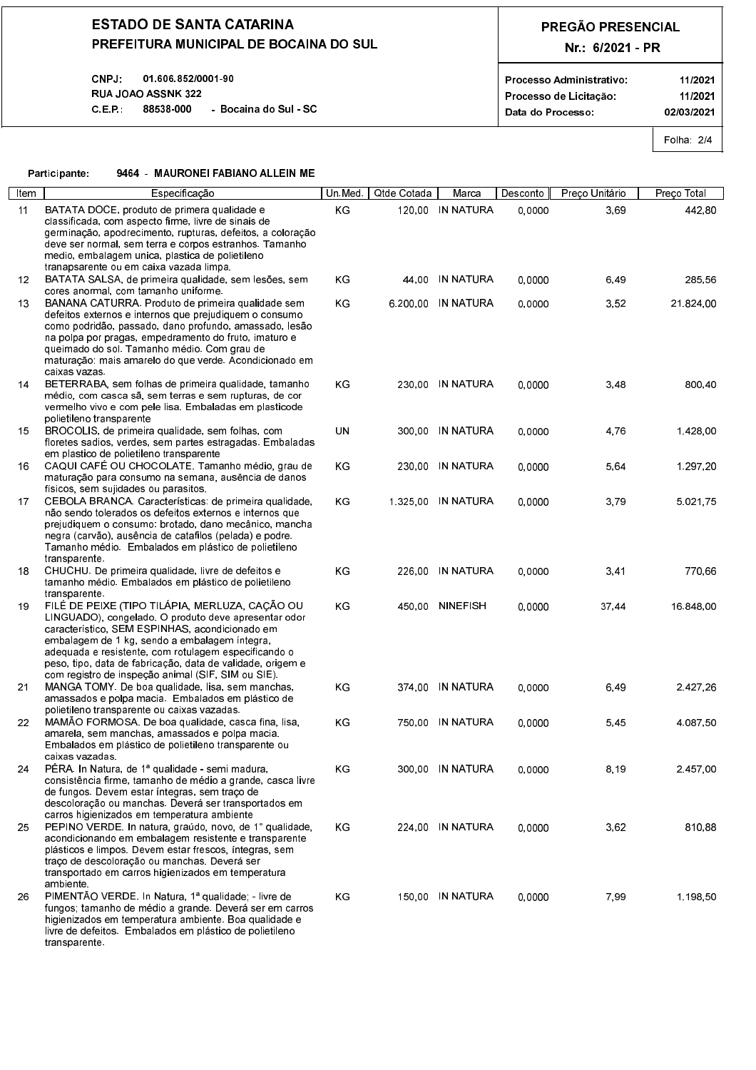## ESTADO DE SANTA CATARINA
### PREFEITURA MUNICIPAL DE BOCAINA DO SUL

**PREGÃO PRESENCIAL**
**Nr.: 6/2021 - PR**

CNPJ: 01.606.852/0001-90
RUA JOAO ASSNK 322
C.E.P.: 88538-000 - Bocaina do Sul - SC

Processo Administrativo: 11/2021
Processo de Licitação: 11/2021
Data do Processo: 02/03/2021

Folha: 2/4

**Participante: 9464 - MAURONEI FABIANO ALLEIN ME**

| Item | Especificação | Un.Med. | Qtde Cotada | Marca | Desconto | Preço Unitário | Preço Total |
|---|---|---|---|---|---|---|---|
| 11 | BATATA DOCE, produto de primera qualidade e classificada, com aspecto firme, livre de sinais de germinação, apodrecimento, rupturas, defeitos, a coloração deve ser normal, sem terra e corpos estranhos. Tamanho medio, embalagem unica, plastica de polietileno tranapsarente ou em caixa vazada limpa. | KG | 120,00 | IN NATURA | 0,0000 | 3,69 | 442,80 |
| 12 | BATATA SALSA, de primeira qualidade, sem lesões, sem cores anormal, com tamanho uniforme. | KG | 44,00 | IN NATURA | 0,0000 | 6,49 | 285,56 |
| 13 | BANANA CATURRA. Produto de primeira qualidade sem defeitos externos e internos que prejudiquem o consumo como podridão, passado, dano profundo, amassado, lesão na polpa por pragas, empedramento do fruto, imaturo e queimado do sol. Tamanho médio. Com grau de maturação: mais amarelo do que verde. Acondicionado em caixas vazas. | KG | 6.200,00 | IN NATURA | 0,0000 | 3,52 | 21.824,00 |
| 14 | BETERRABA, sem folhas de primeira qualidade, tamanho médio, com casca sã, sem terras e sem rupturas, de cor vermelho vivo e com pele lisa. Embaladas em plasticode polietileno transparente | KG | 230,00 | IN NATURA | 0,0000 | 3,48 | 800,40 |
| 15 | BROCOLIS, de primeira qualidade, sem folhas, com floretes sadios, verdes, sem partes estragadas. Embaladas em plastico de polietileno transparente | UN | 300,00 | IN NATURA | 0,0000 | 4,76 | 1.428,00 |
| 16 | CAQUI CAFÉ OU CHOCOLATE. Tamanho médio, grau de maturação para consumo na semana, ausência de danos físicos, sem sujidades ou parasitos. | KG | 230,00 | IN NATURA | 0,0000 | 5,64 | 1.297,20 |
| 17 | CEBOLA BRANCA. Características: de primeira qualidade, não sendo tolerados os defeitos externos e internos que prejudiquem o consumo: brotado, dano mecânico, mancha negra (carvão), ausência de catafilos (pelada) e podre. Tamanho médio. Embalados em plástico de polietileno transparente. | KG | 1.325,00 | IN NATURA | 0,0000 | 3,79 | 5.021,75 |
| 18 | CHUCHU. De primeira qualidade, livre de defeitos e tamanho médio. Embalados em plástico de polietileno transparente. | KG | 226,00 | IN NATURA | 0,0000 | 3,41 | 770,66 |
| 19 | FILÉ DE PEIXE (TIPO TILÁPIA, MERLUZA, CAÇÃO OU LINGUADO), congelado. O produto deve apresentar odor característico, SEM ESPINHAS, acondicionado em embalagem de 1 kg, sendo a embalagem íntegra, adequada e resistente, com rotulagem especificando o peso, tipo, data de fabricação, data de validade, origem e com registro de inspeção animal (SIF, SIM ou SIE). | KG | 450,00 | NINEFISH | 0,0000 | 37,44 | 16.848,00 |
| 21 | MANGA TOMY. De boa qualidade, lisa, sem manchas, amassados e polpa macia. Embalados em plástico de polietileno transparente ou caixas vazadas. | KG | 374,00 | IN NATURA | 0,0000 | 6,49 | 2.427,26 |
| 22 | MAMÃO FORMOSA. De boa qualidade, casca fina, lisa, amarela, sem manchas, amassados e polpa macia. Embalados em plástico de polietileno transparente ou caixas vazadas. | KG | 750,00 | IN NATURA | 0,0000 | 5,45 | 4.087,50 |
| 24 | PÊRA. In Natura, de 1ª qualidade - semi madura, consistência firme, tamanho de médio a grande, casca livre de fungos. Devem estar íntegras, sem traço de descoloração ou manchas. Deverá ser transportados em carros higienizados em temperatura ambiente | KG | 300,00 | IN NATURA | 0,0000 | 8,19 | 2.457,00 |
| 25 | PEPINO VERDE. In natura, graúdo, novo, de 1° qualidade, acondicionando em embalagem resistente e transparente plásticos e limpos. Devem estar frescos, íntegras, sem traço de descoloração ou manchas. Deverá ser transportado em carros higienizados em temperatura ambiente. | KG | 224,00 | IN NATURA | 0,0000 | 3,62 | 810,88 |
| 26 | PIMENTÃO VERDE. In Natura, 1ª qualidade; - livre de fungos; tamanho de médio a grande. Deverá ser em carros higienizados em temperatura ambiente. Boa qualidade e livre de defeitos. Embalados em plástico de polietileno transparente. | KG | 150,00 | IN NATURA | 0,0000 | 7,99 | 1.198,50 |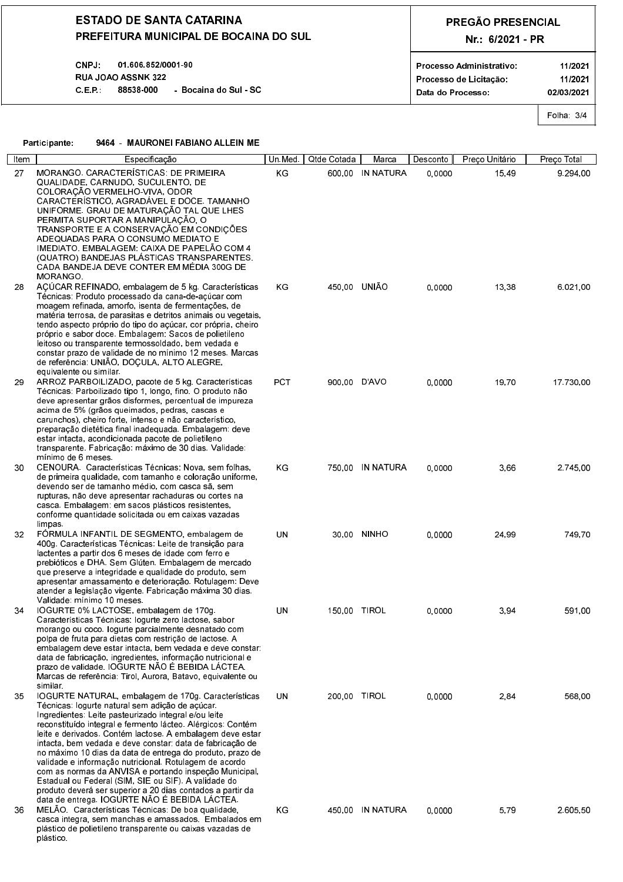# ESTADO DE SANTA CATARINA
## PREFEITURA MUNICIPAL DE BOCAINA DO SUL

CNPJ: 01.606.852/0001-90
RUA JOAO ASSNK 322
C.E.P.: 88538-000 - Bocaina do Sul - SC

**PREGÃO PRESENCIAL**
**Nr.: 6/2021 - PR**

Processo Administrativo: 11/2021
Processo de Licitação: 11/2021
Data do Processo: 02/03/2021

**Participante:** 9464 - MAURONEI FABIANO ALLEIN ME

| Item | Especificação | Un.Med. | Qtde Cotada | Marca | Desconto | Preço Unitário | Preço Total |
|---|---|---|---|---|---|---|---|
| 27 | MORANGO. CARACTERÍSTICAS: DE PRIMEIRA QUALIDADE, CARNUDO, SUCULENTO, DE COLORAÇÃO VERMELHO-VIVA, ODOR CARACTERÍSTICO, AGRADÁVEL E DOCE. TAMANHO UNIFORME. GRAU DE MATURAÇÃO TAL QUE LHES PERMITA SUPORTAR A MANIPULAÇÃO, O TRANSPORTE E A CONSERVAÇÃO EM CONDIÇÕES ADEQUADAS PARA O CONSUMO MEDIATO E IMEDIATO. EMBALAGEM: CAIXA DE PAPELÃO COM 4 (QUATRO) BANDEJAS PLÁSTICAS TRANSPARENTES. CADA BANDEJA DEVE CONTER EM MÉDIA 300G DE MORANGO. | KG | 600,00 | IN NATURA | 0,0000 | 15,49 | 9.294,00 |
| 28 | AÇÚCAR REFINADO, embalagem de 5 kg. Características Técnicas: Produto processado da cana-de-açúcar com moagem refinada, amorfo, isenta de fermentações, de matéria terrosa, de parasitas e detritos animais ou vegetais, tendo aspecto próprio do tipo do açúcar, cor própria, cheiro próprio e sabor doce. Embalagem: Sacos de polietileno leitoso ou transparente termossoldado, bem vedada e constar prazo de validade de no mínimo 12 meses. Marcas de referência: UNIÃO, DOÇULA, ALTO ALEGRE, equivalente ou similar. | KG | 450,00 | UNIÃO | 0,0000 | 13,38 | 6.021,00 |
| 29 | ARROZ PARBOILIZADO, pacote de 5 kg. Características Técnicas: Parboilizado tipo 1, longo, fino. O produto não deve apresentar grãos disformes, percentual de impureza acima de 5% (grãos queimados, pedras, cascas e carunchos), cheiro forte, intenso e não característico, preparação dietética final inadequada. Embalagem: deve estar intacta, acondicionada pacote de polietileno transparente. Fabricação: máximo de 30 dias. Validade: mínimo de 6 meses. | PCT | 900,00 | D'AVO | 0,0000 | 19,70 | 17.730,00 |
| 30 | CENOURA. Características Técnicas: Nova, sem folhas, de primeira qualidade, com tamanho e coloração uniforme, devendo ser de tamanho médio, com casca sã, sem rupturas, não deve apresentar rachaduras ou cortes na casca. Embalagem: em sacos plásticos resistentes, conforme quantidade solicitada ou em caixas vazadas limpas. | KG | 750,00 | IN NATURA | 0,0000 | 3,66 | 2.745,00 |
| 32 | FÓRMULA INFANTIL DE SEGMENTO, embalagem de 400g. Características Técnicas: Leite de transição para lactentes a partir dos 6 meses de idade com ferro e prebióticos e DHA. Sem Glúten. Embalagem de mercado que preserve a integridade e qualidade do produto, sem apresentar amassamento e deterioração. Rotulagem: Deve atender a legislação vigente. Fabricação máxima 30 dias. Validade: mínimo 10 meses. | UN | 30,00 | NINHO | 0,0000 | 24,99 | 749,70 |
| 34 | IOGURTE 0% LACTOSE, embalagem de 170g. Características Técnicas: Iogurte zero lactose, sabor morango ou coco. Iogurte parcialmente desnatado com polpa de fruta para dietas com restrição de lactose. A embalagem deve estar intacta, bem vedada e deve constar: data de fabricação, ingredientes, informação nutricional e prazo de validade. IOGURTE NÃO É BEBIDA LÁCTEA. Marcas de referência: Tirol, Aurora, Batavo, equivalente ou similar. | UN | 150,00 | TIROL | 0,0000 | 3,94 | 591,00 |
| 35 | IOGURTE NATURAL, embalagem de 170g. Características Técnicas: Iogurte natural sem adição de açúcar. Ingredientes: Leite pasteurizado integral e/ou leite reconstituído integral e fermento lácteo. Alérgicos: Contém leite e derivados. Contém lactose. A embalagem deve estar intacta, bem vedada e deve constar: data de fabricação de no máximo 10 dias da data de entrega do produto, prazo de validade e informação nutricional. Rotulagem de acordo com as normas da ANVISA e portando inspeção Municipal, Estadual ou Federal (SIM, SIE ou SIF). A validade do produto deverá ser superior a 20 dias contados a partir da data de entrega. IOGURTE NÃO É BEBIDA LÁCTEA. | UN | 200,00 | TIROL | 0,0000 | 2,84 | 568,00 |
| 36 | MELÃO. Características Técnicas: De boa qualidade, casca integra, sem manchas e amassados. Embalados em plástico de polietileno transparente ou caixas vazadas de plástico. | KG | 450,00 | IN NATURA | 0,0000 | 5,79 | 2.605,50 |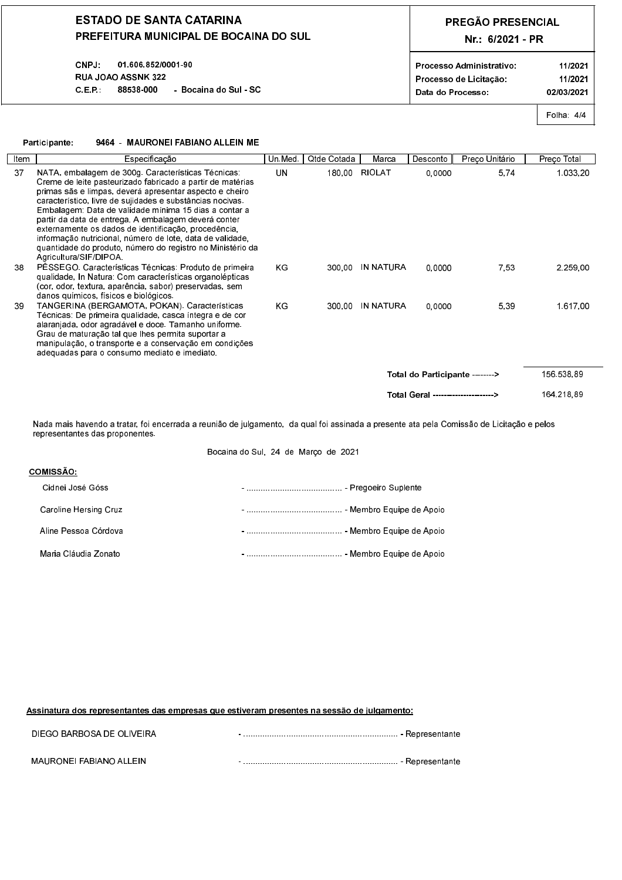**ESTADO DE SANTA CATARINA**
**PREFEITURA MUNICIPAL DE BOCAINA DO SUL**

CNPJ: 01.606.852/0001-90
RUA JOAO ASSNK 322
C.E.P.: 88538-000 - Bocaina do Sul - SC

**PREGÃO PRESENCIAL**
**Nr.: 6/2021 - PR**

Processo Administrativo: 11/2021
Processo de Licitação: 11/2021
Data do Processo: 02/03/2021

Folha: 4/4

**Participante: 9464 - MAURONEI FABIANO ALLEIN ME**

| Item | Especificação | Un.Med. | Qtde Cotada | Marca | Desconto | Preço Unitário | Preço Total |
|---|---|---|---|---|---|---|---|
| 37 | NATA, embalagem de 300g. Características Técnicas: Creme de leite pasteurizado fabricado a partir de matérias primas sãs e limpas, deverá apresentar aspecto e cheiro característico, livre de sujidades e substâncias nocivas. Embalagem: Data de validade mínima 15 dias a contar a partir da data de entrega. A embalagem deverá conter externamente os dados de identificação, procedência, informação nutricional, número de lote, data de validade, quantidade do produto, número do registro no Ministério da Agricultura/SIF/DIPOA. | UN | 180,00 | RIOLAT | 0,0000 | 5,74 | 1.033,20 |
| 38 | PÊSSEGO. Características Técnicas: Produto de primeira qualidade, In Natura: Com características organolépticas (cor, odor, textura, aparência, sabor) preservadas, sem danos químicos, físicos e biológicos. | KG | 300,00 | IN NATURA | 0,0000 | 7,53 | 2.259,00 |
| 39 | TANGERINA (BERGAMOTA, POKAN). Características Técnicas: De primeira qualidade, casca íntegra e de cor alaranjada, odor agradável e doce. Tamanho uniforme. Grau de maturação tal que lhes permita suportar a manipulação, o transporte e a conservação em condições adequadas para o consumo mediato e imediato. | KG | 300,00 | IN NATURA | 0,0000 | 5,39 | 1.617,00 |

**Total do Participante -------->** 156.538,89

**Total Geral ---------------------->** 164.218,89

Nada mais havendo a tratar, foi encerrada a reunião de julgamento, da qual foi assinada a presente ata pela Comissão de Licitação e pelos representantes das proponentes.

Bocaina do Sul, 24 de Março de 2021

**COMISSÃO:**

Cidnei José Góss - ........................................ - Pregoeiro Suplente

Caroline Hersing Cruz - ........................................ - Membro Equipe de Apoio

Aline Pessoa Córdova - ........................................ - Membro Equipe de Apoio

Maria Cláudia Zonato - ........................................ - Membro Equipe de Apoio

**Assinatura dos representantes das empresas que estiveram presentes na sessão de julgamento:**

DIEGO BARBOSA DE OLIVEIRA - ........................................................................ - Representante

MAURONEI FABIANO ALLEIN - ........................................................................ - Representante